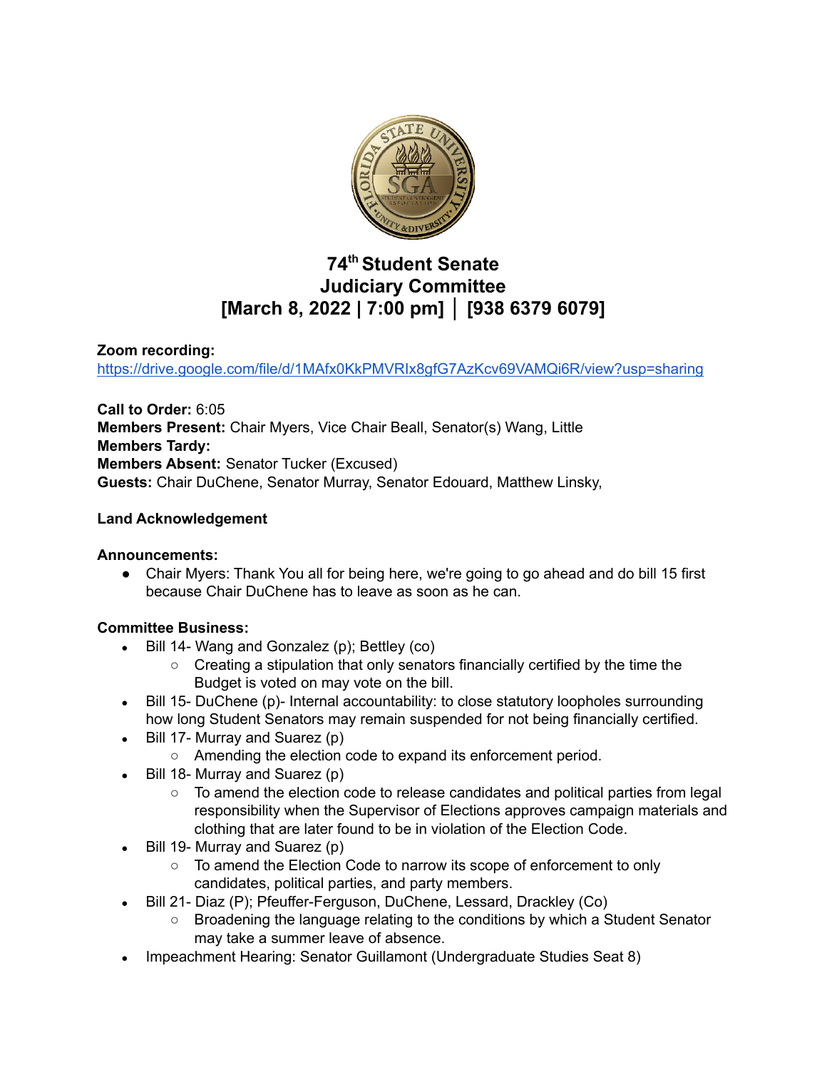# 74th Student Senate
# Judiciary Committee
# [March 8, 2022 | 7:00 pm] │ [938 6379 6079]

**Zoom recording:**
https://drive.google.com/file/d/1MAfx0KkPMVRIx8gfG7AzKcv69VAMQi6R/view?usp=sharing

**Call to Order:** 6:05
**Members Present:** Chair Myers, Vice Chair Beall, Senator(s) Wang, Little
**Members Tardy:**
**Members Absent:** Senator Tucker (Excused)
**Guests:** Chair DuChene, Senator Murray, Senator Edouard, Matthew Linsky,

**Land Acknowledgement**

**Announcements:**

- Chair Myers: Thank You all for being here, we're going to go ahead and do bill 15 first because Chair DuChene has to leave as soon as he can.

**Committee Business:**

- Bill 14- Wang and Gonzalez (p); Bettley (co)
  - Creating a stipulation that only senators financially certified by the time the Budget is voted on may vote on the bill.
- Bill 15- DuChene (p)- Internal accountability: to close statutory loopholes surrounding how long Student Senators may remain suspended for not being financially certified.
- Bill 17- Murray and Suarez (p)
  - Amending the election code to expand its enforcement period.
- Bill 18- Murray and Suarez (p)
  - To amend the election code to release candidates and political parties from legal responsibility when the Supervisor of Elections approves campaign materials and clothing that are later found to be in violation of the Election Code.
- Bill 19- Murray and Suarez (p)
  - To amend the Election Code to narrow its scope of enforcement to only candidates, political parties, and party members.
- Bill 21- Diaz (P); Pfeuffer-Ferguson, DuChene, Lessard, Drackley (Co)
  - Broadening the language relating to the conditions by which a Student Senator may take a summer leave of absence.
- Impeachment Hearing: Senator Guillamont (Undergraduate Studies Seat 8)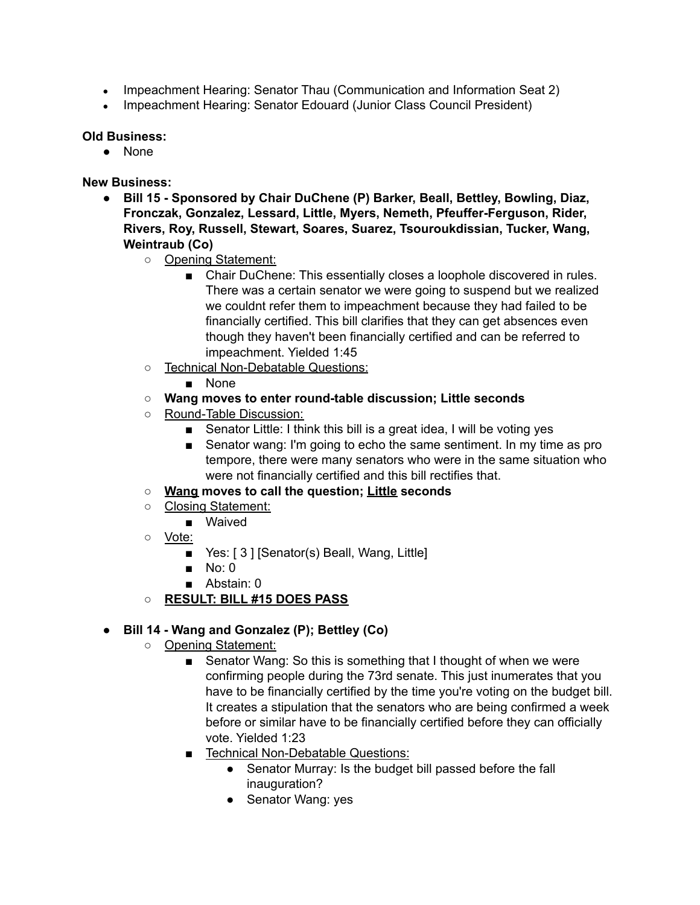- Impeachment Hearing: Senator Thau (Communication and Information Seat 2)
- Impeachment Hearing: Senator Edouard (Junior Class Council President)

**Old Business:**

- None

**New Business:**

- **Bill 15 - Sponsored by Chair DuChene (P) Barker, Beall, Bettley, Bowling, Diaz, Fronczak, Gonzalez, Lessard, Little, Myers, Nemeth, Pfeuffer-Ferguson, Rider, Rivers, Roy, Russell, Stewart, Soares, Suarez, Tsouroukdissian, Tucker, Wang, Weintraub (Co)**
    - Opening Statement:
        - Chair DuChene: This essentially closes a loophole discovered in rules. There was a certain senator we were going to suspend but we realized we couldnt refer them to impeachment because they had failed to be financially certified. This bill clarifies that they can get absences even though they haven't been financially certified and can be referred to impeachment. Yielded 1:45
    - Technical Non-Debatable Questions:
        - None
    - **Wang moves to enter round-table discussion; Little seconds**
    - Round-Table Discussion:
        - Senator Little: I think this bill is a great idea, I will be voting yes
        - Senator wang: I'm going to echo the same sentiment. In my time as pro tempore, there were many senators who were in the same situation who were not financially certified and this bill rectifies that.
    - **Wang moves to call the question; Little seconds**
    - Closing Statement:
        - Waived
    - Vote:
        - Yes: [ 3 ] [Senator(s) Beall, Wang, Little]
        - No: 0
        - Abstain: 0
    - **RESULT: BILL #15 DOES PASS**

- **Bill 14 - Wang and Gonzalez (P); Bettley (Co)**
    - Opening Statement:
        - Senator Wang: So this is something that I thought of when we were confirming people during the 73rd senate. This just inumerates that you have to be financially certified by the time you're voting on the budget bill. It creates a stipulation that the senators who are being confirmed a week before or similar have to be financially certified before they can officially vote. Yielded 1:23
        - Technical Non-Debatable Questions:
            - Senator Murray: Is the budget bill passed before the fall inauguration?
            - Senator Wang: yes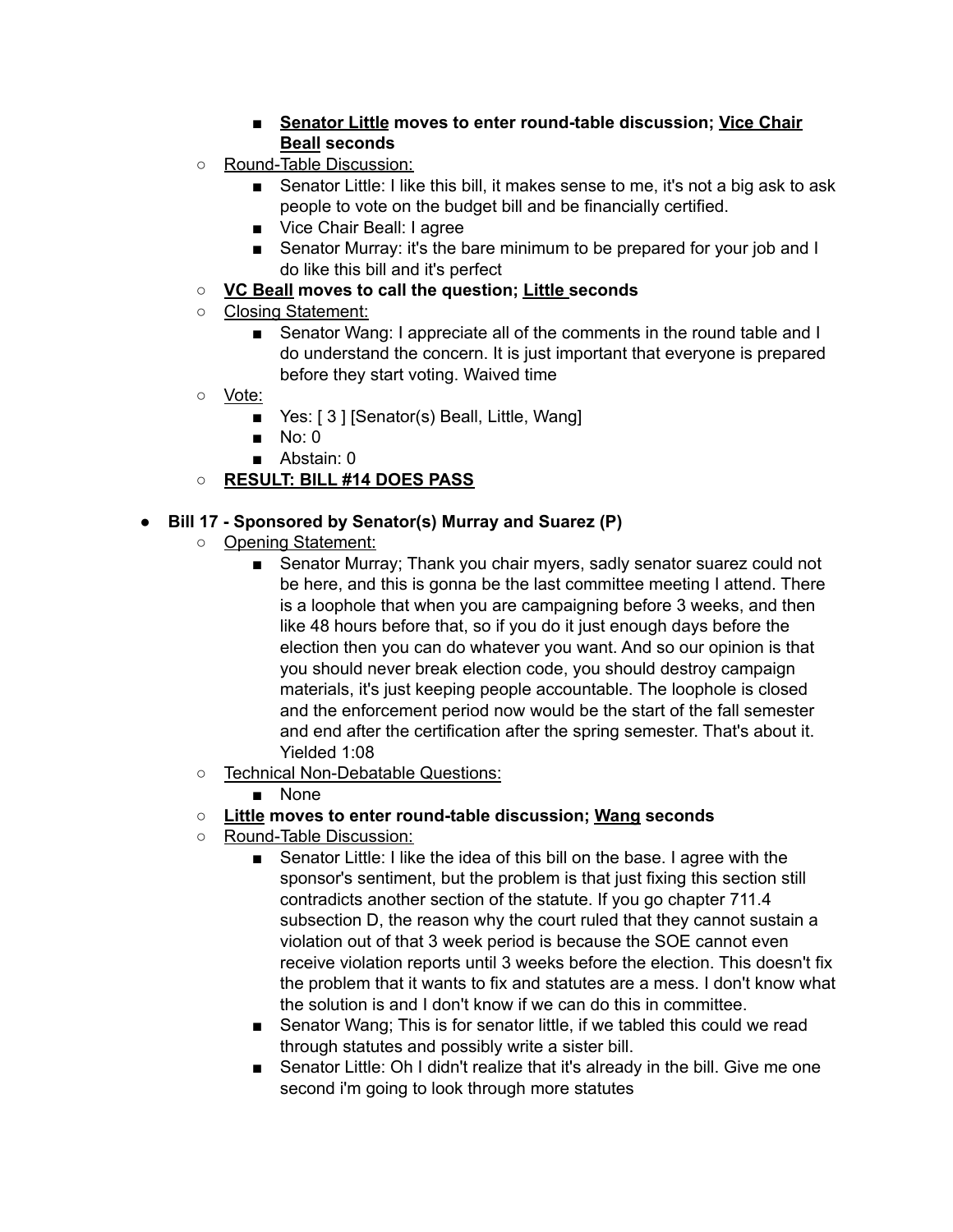- **<u>Senator Little</u> moves to enter round-table discussion; <u>Vice Chair Beall</u> seconds**
  - <u>Round-Table Discussion:</u>
    - Senator Little: I like this bill, it makes sense to me, it's not a big ask to ask people to vote on the budget bill and be financially certified.
    - Vice Chair Beall: I agree
    - Senator Murray: it's the bare minimum to be prepared for your job and I do like this bill and it's perfect
  - **<u>VC Beall</u> moves to call the question; <u>Little</u> seconds**
  - <u>Closing Statement:</u>
    - Senator Wang: I appreciate all of the comments in the round table and I do understand the concern. It is just important that everyone is prepared before they start voting. Waived time
  - <u>Vote:</u>
    - Yes: [ 3 ] [Senator(s) Beall, Little, Wang]
    - No: 0
    - Abstain: 0
  - **<u>RESULT: BILL #14 DOES PASS</u>**

- **Bill 17 - Sponsored by Senator(s) Murray and Suarez (P)**
  - <u>Opening Statement:</u>
    - Senator Murray; Thank you chair myers, sadly senator suarez could not be here, and this is gonna be the last committee meeting I attend. There is a loophole that when you are campaigning before 3 weeks, and then like 48 hours before that, so if you do it just enough days before the election then you can do whatever you want. And so our opinion is that you should never break election code, you should destroy campaign materials, it's just keeping people accountable. The loophole is closed and the enforcement period now would be the start of the fall semester and end after the certification after the spring semester. That's about it. Yielded 1:08
  - <u>Technical Non-Debatable Questions:</u>
    - None
  - **<u>Little</u> moves to enter round-table discussion; <u>Wang</u> seconds**
  - <u>Round-Table Discussion:</u>
    - Senator Little: I like the idea of this bill on the base. I agree with the sponsor's sentiment, but the problem is that just fixing this section still contradicts another section of the statute. If you go chapter 711.4 subsection D, the reason why the court ruled that they cannot sustain a violation out of that 3 week period is because the SOE cannot even receive violation reports until 3 weeks before the election. This doesn't fix the problem that it wants to fix and statutes are a mess. I don't know what the solution is and I don't know if we can do this in committee.
    - Senator Wang; This is for senator little, if we tabled this could we read through statutes and possibly write a sister bill.
    - Senator Little: Oh I didn't realize that it's already in the bill. Give me one second i'm going to look through more statutes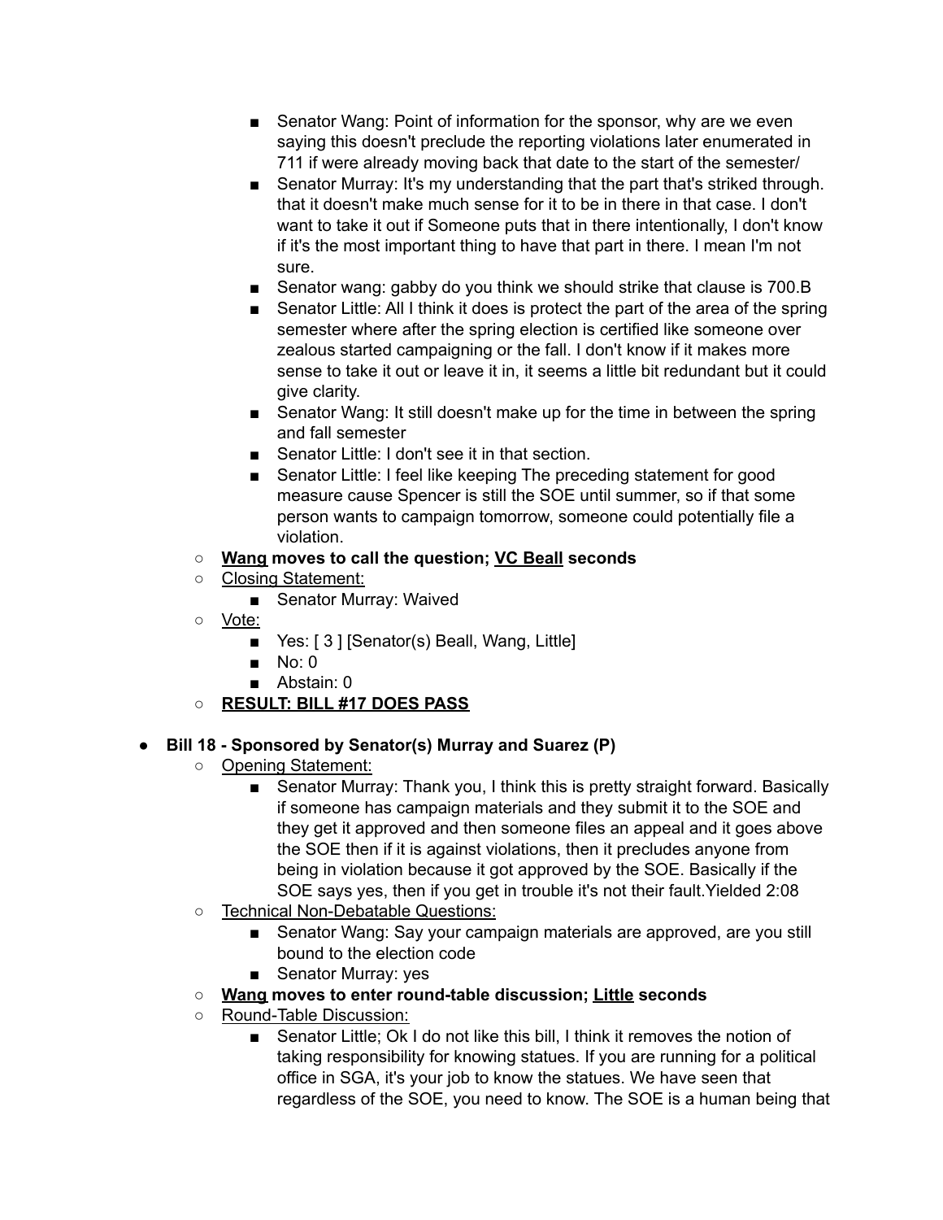- Senator Wang: Point of information for the sponsor, why are we even saying this doesn't preclude the reporting violations later enumerated in 711 if were already moving back that date to the start of the semester/
        - Senator Murray: It's my understanding that the part that's striked through. that it doesn't make much sense for it to be in there in that case. I don't want to take it out if Someone puts that in there intentionally, I don't know if it's the most important thing to have that part in there. I mean I'm not sure.
        - Senator wang: gabby do you think we should strike that clause is 700.B
        - Senator Little: All I think it does is protect the part of the area of the spring semester where after the spring election is certified like someone over zealous started campaigning or the fall. I don't know if it makes more sense to take it out or leave it in, it seems a little bit redundant but it could give clarity.
        - Senator Wang: It still doesn't make up for the time in between the spring and fall semester
        - Senator Little: I don't see it in that section.
        - Senator Little: I feel like keeping The preceding statement for good measure cause Spencer is still the SOE until summer, so if that some person wants to campaign tomorrow, someone could potentially file a violation.
    - **<u>Wang</u> moves to call the question; <u>VC Beall</u> seconds**
    - <u>Closing Statement:</u>
        - Senator Murray: Waived
    - <u>Vote:</u>
        - Yes: [ 3 ] [Senator(s) Beall, Wang, Little]
        - No: 0
        - Abstain: 0
    - **<u>RESULT: BILL #17 DOES PASS</u>**

- **Bill 18 - Sponsored by Senator(s) Murray and Suarez (P)**
    - <u>Opening Statement:</u>
        - Senator Murray: Thank you, I think this is pretty straight forward. Basically if someone has campaign materials and they submit it to the SOE and they get it approved and then someone files an appeal and it goes above the SOE then if it is against violations, then it precludes anyone from being in violation because it got approved by the SOE. Basically if the SOE says yes, then if you get in trouble it's not their fault.Yielded 2:08
    - <u>Technical Non-Debatable Questions:</u>
        - Senator Wang: Say your campaign materials are approved, are you still bound to the election code
        - Senator Murray: yes
    - **<u>Wang</u> moves to enter round-table discussion; <u>Little</u> seconds**
    - <u>Round-Table Discussion:</u>
        - Senator Little; Ok I do not like this bill, I think it removes the notion of taking responsibility for knowing statues. If you are running for a political office in SGA, it's your job to know the statues. We have seen that regardless of the SOE, you need to know. The SOE is a human being that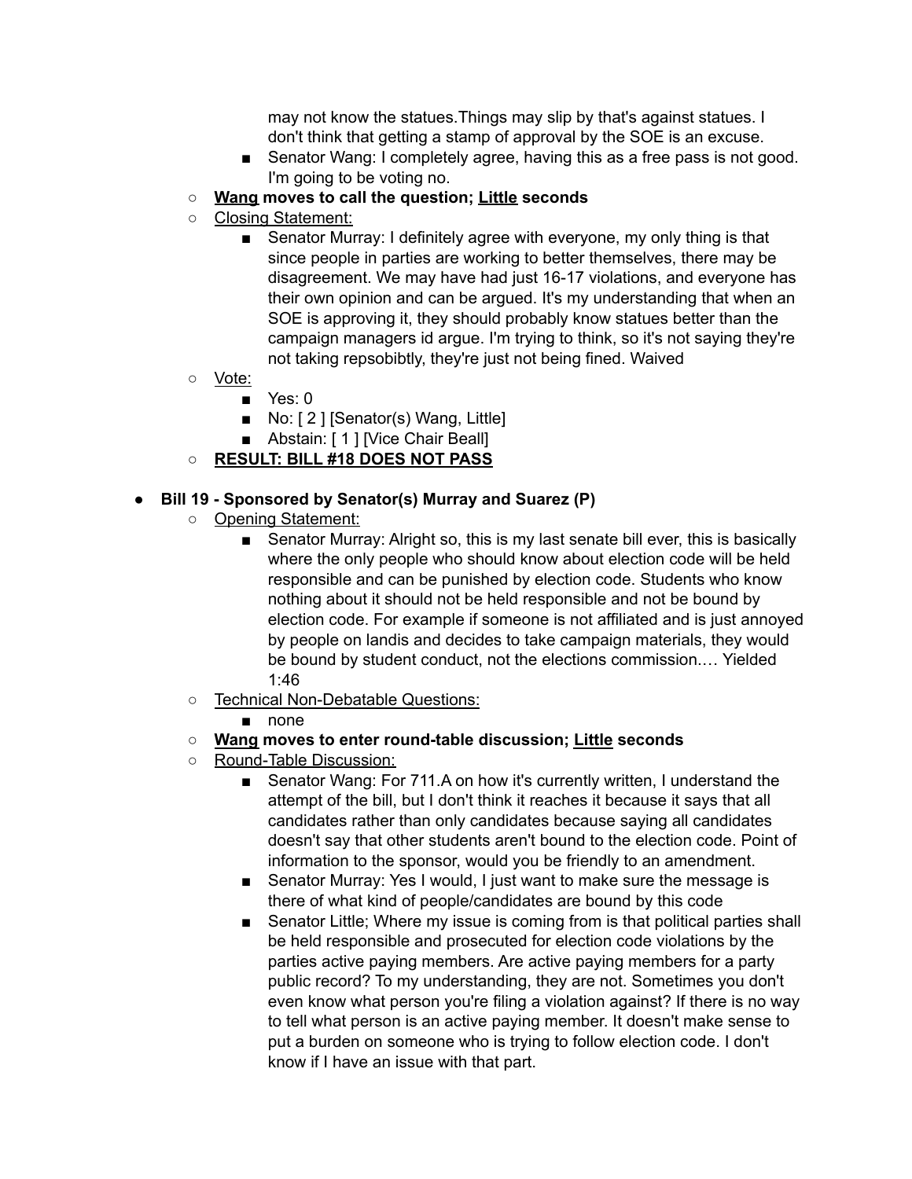may not know the statues.Things may slip by that's against statues. I don't think that getting a stamp of approval by the SOE is an excuse.
    - Senator Wang: I completely agree, having this as a free pass is not good. I'm going to be voting no.
  - **Wang moves to call the question; Little seconds**
  - Closing Statement:
    - Senator Murray: I definitely agree with everyone, my only thing is that since people in parties are working to better themselves, there may be disagreement. We may have had just 16-17 violations, and everyone has their own opinion and can be argued. It's my understanding that when an SOE is approving it, they should probably know statues better than the campaign managers id argue. I'm trying to think, so it's not saying they're not taking repsobibtly, they're just not being fined. Waived
  - Vote:
    - Yes: 0
    - No: [ 2 ] [Senator(s) Wang, Little]
    - Abstain: [ 1 ] [Vice Chair Beall]
  - **RESULT: BILL #18 DOES NOT PASS**

- **Bill 19 - Sponsored by Senator(s) Murray and Suarez (P)**
  - Opening Statement:
    - Senator Murray: Alright so, this is my last senate bill ever, this is basically where the only people who should know about election code will be held responsible and can be punished by election code. Students who know nothing about it should not be held responsible and not be bound by election code. For example if someone is not affiliated and is just annoyed by people on landis and decides to take campaign materials, they would be bound by student conduct, not the elections commission.… Yielded 1:46
  - Technical Non-Debatable Questions:
    - none
  - **Wang moves to enter round-table discussion; Little seconds**
  - Round-Table Discussion:
    - Senator Wang: For 711.A on how it's currently written, I understand the attempt of the bill, but I don't think it reaches it because it says that all candidates rather than only candidates because saying all candidates doesn't say that other students aren't bound to the election code. Point of information to the sponsor, would you be friendly to an amendment.
    - Senator Murray: Yes I would, I just want to make sure the message is there of what kind of people/candidates are bound by this code
    - Senator Little; Where my issue is coming from is that political parties shall be held responsible and prosecuted for election code violations by the parties active paying members. Are active paying members for a party public record? To my understanding, they are not. Sometimes you don't even know what person you're filing a violation against? If there is no way to tell what person is an active paying member. It doesn't make sense to put a burden on someone who is trying to follow election code. I don't know if I have an issue with that part.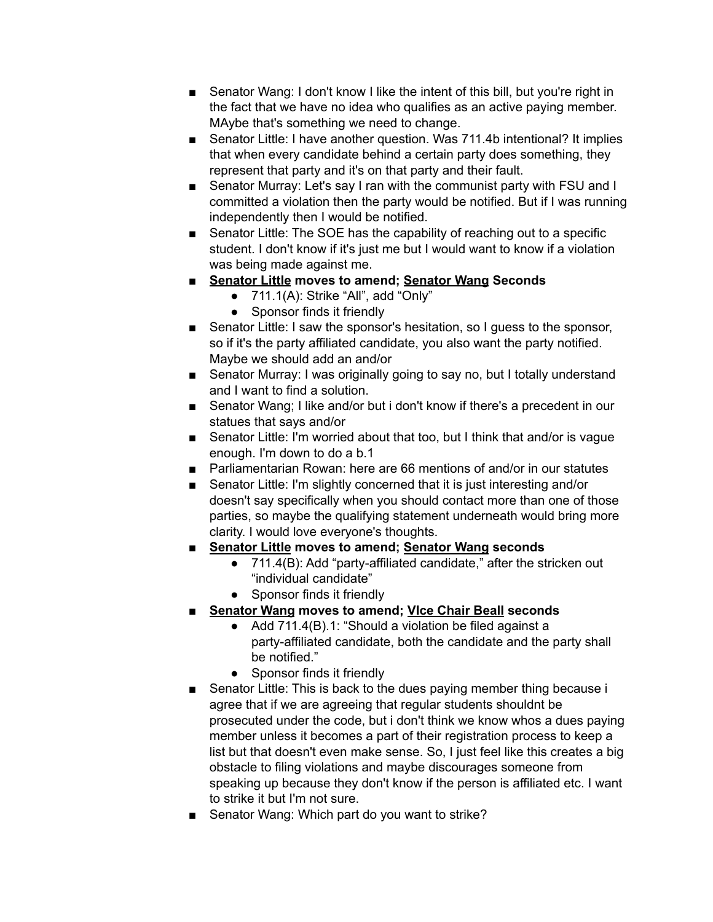- Senator Wang: I don't know I like the intent of this bill, but you're right in the fact that we have no idea who qualifies as an active paying member. MAybe that's something we need to change.
- Senator Little: I have another question. Was 711.4b intentional? It implies that when every candidate behind a certain party does something, they represent that party and it's on that party and their fault.
- Senator Murray: Let's say I ran with the communist party with FSU and I committed a violation then the party would be notified. But if I was running independently then I would be notified.
- Senator Little: The SOE has the capability of reaching out to a specific student. I don't know if it's just me but I would want to know if a violation was being made against me.
- **<u>Senator Little</u> moves to amend; <u>Senator Wang</u> Seconds**
    - 711.1(A): Strike "All", add "Only"
    - Sponsor finds it friendly
- Senator Little: I saw the sponsor's hesitation, so I guess to the sponsor, so if it's the party affiliated candidate, you also want the party notified. Maybe we should add an and/or
- Senator Murray: I was originally going to say no, but I totally understand and I want to find a solution.
- Senator Wang; I like and/or but i don't know if there's a precedent in our statues that says and/or
- Senator Little: I'm worried about that too, but I think that and/or is vague enough. I'm down to do a b.1
- Parliamentarian Rowan: here are 66 mentions of and/or in our statutes
- Senator Little: I'm slightly concerned that it is just interesting and/or doesn't say specifically when you should contact more than one of those parties, so maybe the qualifying statement underneath would bring more clarity. I would love everyone's thoughts.
- **<u>Senator Little</u> moves to amend; <u>Senator Wang</u> seconds**
    - 711.4(B): Add "party-affiliated candidate," after the stricken out "individual candidate"
    - Sponsor finds it friendly
- **<u>Senator Wang</u> moves to amend; <u>VIce Chair Beall</u> seconds**
    - Add 711.4(B).1: "Should a violation be filed against a party-affiliated candidate, both the candidate and the party shall be notified."
    - Sponsor finds it friendly
- Senator Little: This is back to the dues paying member thing because i agree that if we are agreeing that regular students shouldnt be prosecuted under the code, but i don't think we know whos a dues paying member unless it becomes a part of their registration process to keep a list but that doesn't even make sense. So, I just feel like this creates a big obstacle to filing violations and maybe discourages someone from speaking up because they don't know if the person is affiliated etc. I want to strike it but I'm not sure.
- Senator Wang: Which part do you want to strike?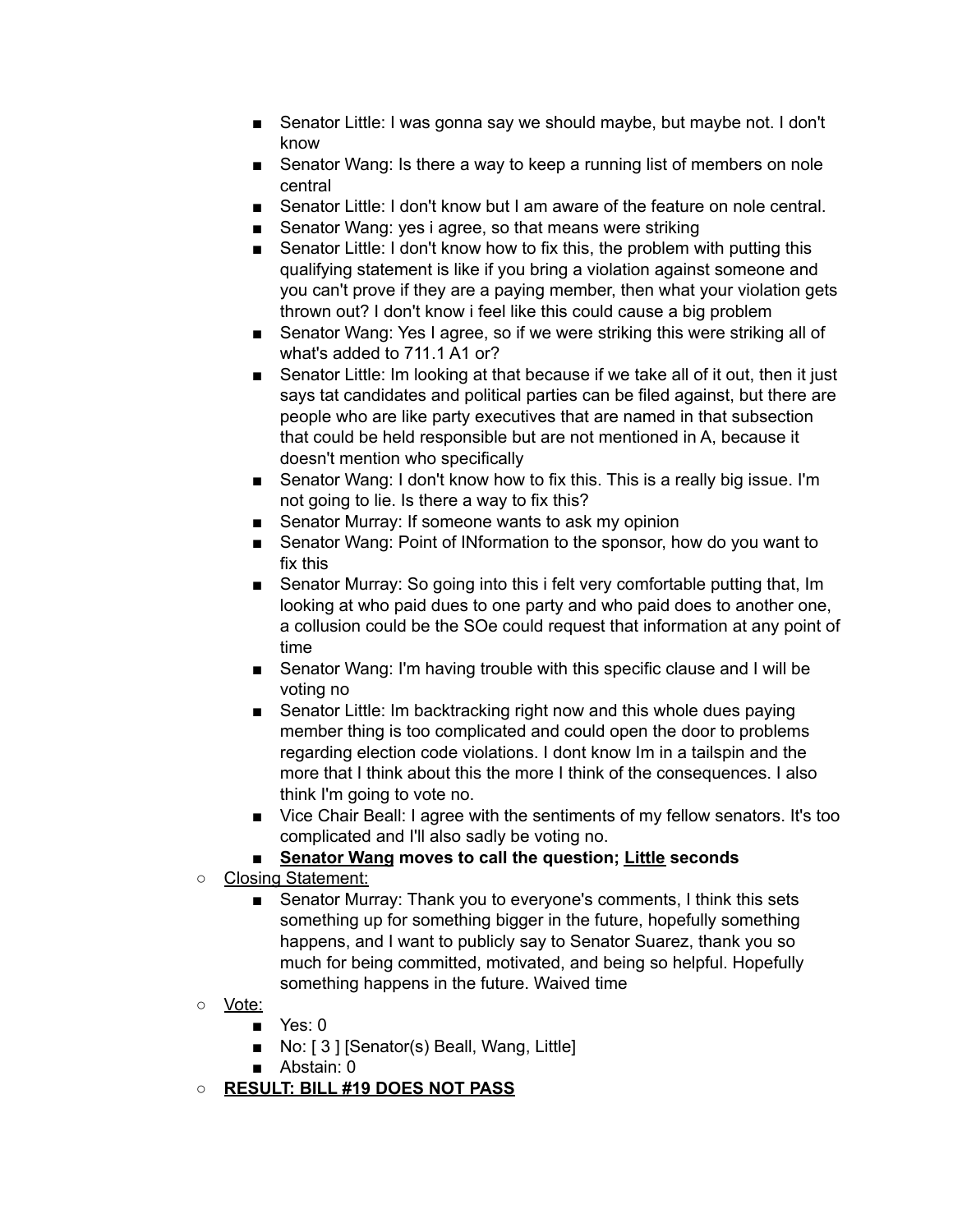- Senator Little: I was gonna say we should maybe, but maybe not. I don't know
- Senator Wang: Is there a way to keep a running list of members on nole central
- Senator Little: I don't know but I am aware of the feature on nole central.
- Senator Wang: yes i agree, so that means were striking
- Senator Little: I don't know how to fix this, the problem with putting this qualifying statement is like if you bring a violation against someone and you can't prove if they are a paying member, then what your violation gets thrown out? I don't know i feel like this could cause a big problem
- Senator Wang: Yes I agree, so if we were striking this were striking all of what's added to 711.1 A1 or?
- Senator Little: Im looking at that because if we take all of it out, then it just says tat candidates and political parties can be filed against, but there are people who are like party executives that are named in that subsection that could be held responsible but are not mentioned in A, because it doesn't mention who specifically
- Senator Wang: I don't know how to fix this. This is a really big issue. I'm not going to lie. Is there a way to fix this?
- Senator Murray: If someone wants to ask my opinion
- Senator Wang: Point of INformation to the sponsor, how do you want to fix this
- Senator Murray: So going into this i felt very comfortable putting that, Im looking at who paid dues to one party and who paid does to another one, a collusion could be the SOe could request that information at any point of time
- Senator Wang: I'm having trouble with this specific clause and I will be voting no
- Senator Little: Im backtracking right now and this whole dues paying member thing is too complicated and could open the door to problems regarding election code violations. I dont know Im in a tailspin and the more that I think about this the more I think of the consequences. I also think I'm going to vote no.
- Vice Chair Beall: I agree with the sentiments of my fellow senators. It's too complicated and I'll also sadly be voting no.
- **<u>Senator Wang</u> moves to call the question; <u>Little</u> seconds**

- <u>Closing Statement:</u>
  - Senator Murray: Thank you to everyone's comments, I think this sets something up for something bigger in the future, hopefully something happens, and I want to publicly say to Senator Suarez, thank you so much for being committed, motivated, and being so helpful. Hopefully something happens in the future. Waived time
- <u>Vote:</u>
  - Yes: 0
  - No: [ 3 ] [Senator(s) Beall, Wang, Little]
  - Abstain: 0
- **<u>RESULT: BILL #19 DOES NOT PASS</u>**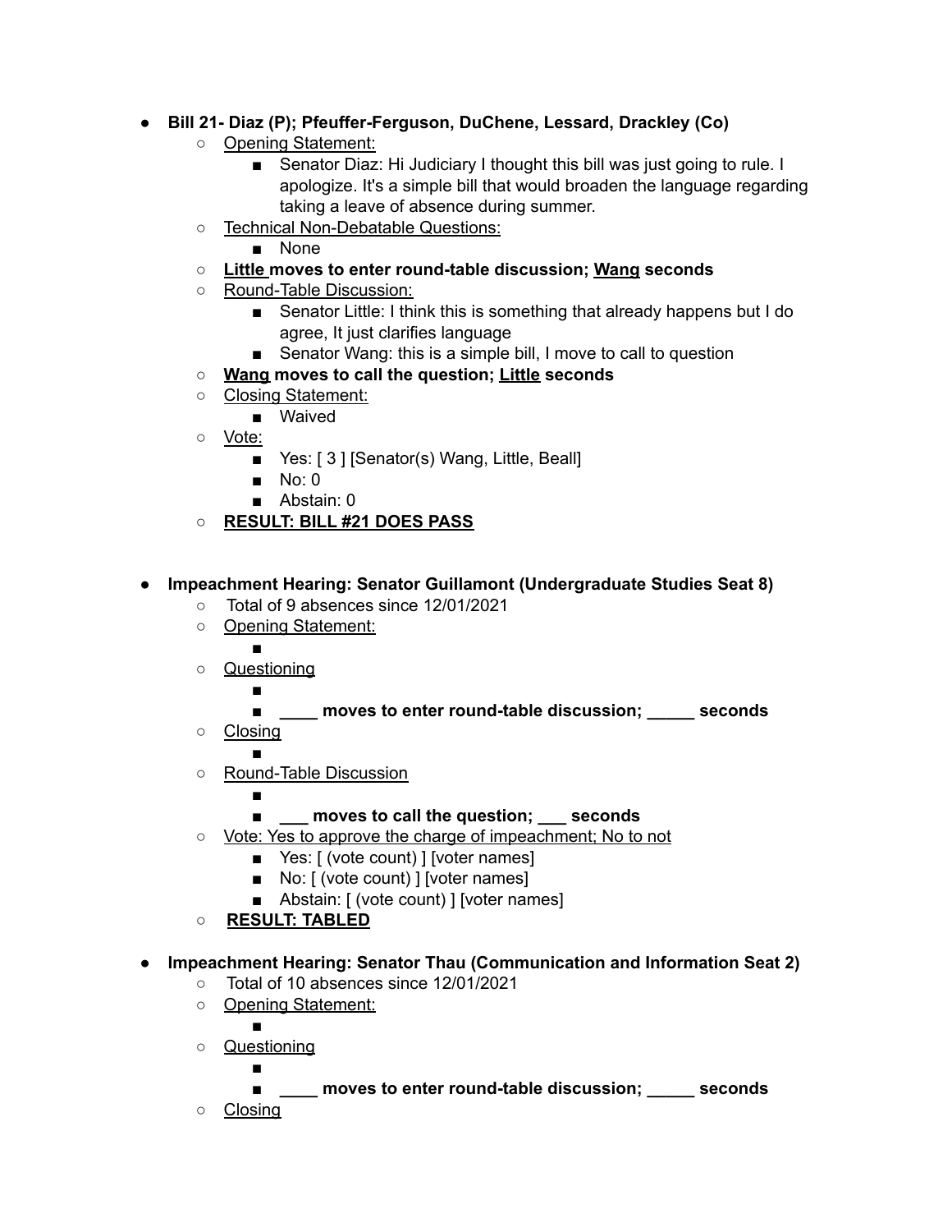- **Bill 21- Diaz (P); Pfeuffer-Ferguson, DuChene, Lessard, Drackley (Co)**
    - Opening Statement:
        - Senator Diaz: Hi Judiciary I thought this bill was just going to rule. I apologize. It's a simple bill that would broaden the language regarding taking a leave of absence during summer.
    - Technical Non-Debatable Questions:
        - None
    - **Little moves to enter round-table discussion; Wang seconds**
    - Round-Table Discussion:
        - Senator Little: I think this is something that already happens but I do agree, It just clarifies language
        - Senator Wang: this is a simple bill, I move to call to question
    - **Wang moves to call the question; Little seconds**
    - Closing Statement:
        - Waived
    - Vote:
        - Yes: [ 3 ] [Senator(s) Wang, Little, Beall]
        - No: 0
        - Abstain: 0
    - **RESULT: BILL #21 DOES PASS**

- **Impeachment Hearing: Senator Guillamont (Undergraduate Studies Seat 8)**
    - Total of 9 absences since 12/01/2021
    - Opening Statement:
        - 
    - Questioning
        - 
        - **____ moves to enter round-table discussion; _____ seconds**
    - Closing
        - 
    - Round-Table Discussion
        - 
        - **___ moves to call the question; ___ seconds**
    - Vote: Yes to approve the charge of impeachment; No to not
        - Yes: [ (vote count) ] [voter names]
        - No: [ (vote count) ] [voter names]
        - Abstain: [ (vote count) ] [voter names]
    - **RESULT: TABLED**

- **Impeachment Hearing: Senator Thau (Communication and Information Seat 2)**
    - Total of 10 absences since 12/01/2021
    - Opening Statement:
        - 
    - Questioning
        - 
        - **____ moves to enter round-table discussion; _____ seconds**
    - Closing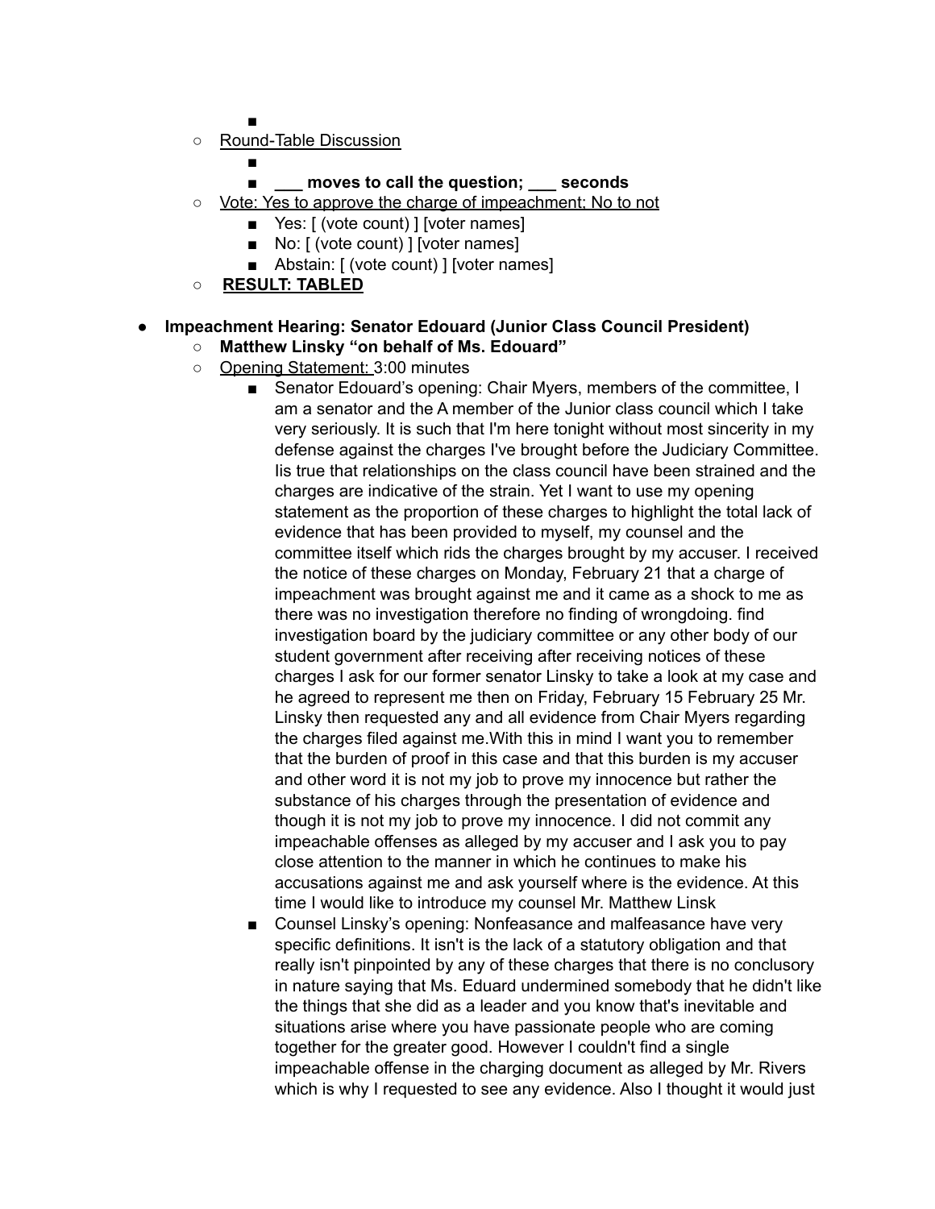- 
    - Round-Table Discussion
        - 
        - **___ moves to call the question; ___ seconds**
    - Vote: Yes to approve the charge of impeachment; No to not
        - Yes: [ (vote count) ] [voter names]
        - No: [ (vote count) ] [voter names]
        - Abstain: [ (vote count) ] [voter names]
    - **RESULT: TABLED**

- **Impeachment Hearing: Senator Edouard (Junior Class Council President)**
    - **Matthew Linsky "on behalf of Ms. Edouard"**
    - Opening Statement: 3:00 minutes
        - Senator Edouard's opening: Chair Myers, members of the committee, I am a senator and the A member of the Junior class council which I take very seriously. It is such that I'm here tonight without most sincerity in my defense against the charges I've brought before the Judiciary Committee. Iis true that relationships on the class council have been strained and the charges are indicative of the strain. Yet I want to use my opening statement as the proportion of these charges to highlight the total lack of evidence that has been provided to myself, my counsel and the committee itself which rids the charges brought by my accuser. I received the notice of these charges on Monday, February 21 that a charge of impeachment was brought against me and it came as a shock to me as there was no investigation therefore no finding of wrongdoing. find investigation board by the judiciary committee or any other body of our student government after receiving after receiving notices of these charges I ask for our former senator Linsky to take a look at my case and he agreed to represent me then on Friday, February 15 February 25 Mr. Linsky then requested any and all evidence from Chair Myers regarding the charges filed against me.With this in mind I want you to remember that the burden of proof in this case and that this burden is my accuser and other word it is not my job to prove my innocence but rather the substance of his charges through the presentation of evidence and though it is not my job to prove my innocence. I did not commit any impeachable offenses as alleged by my accuser and I ask you to pay close attention to the manner in which he continues to make his accusations against me and ask yourself where is the evidence. At this time I would like to introduce my counsel Mr. Matthew Linsk
        - Counsel Linsky's opening: Nonfeasance and malfeasance have very specific definitions. It isn't is the lack of a statutory obligation and that really isn't pinpointed by any of these charges that there is no conclusory in nature saying that Ms. Eduard undermined somebody that he didn't like the things that she did as a leader and you know that's inevitable and situations arise where you have passionate people who are coming together for the greater good. However I couldn't find a single impeachable offense in the charging document as alleged by Mr. Rivers which is why I requested to see any evidence. Also I thought it would just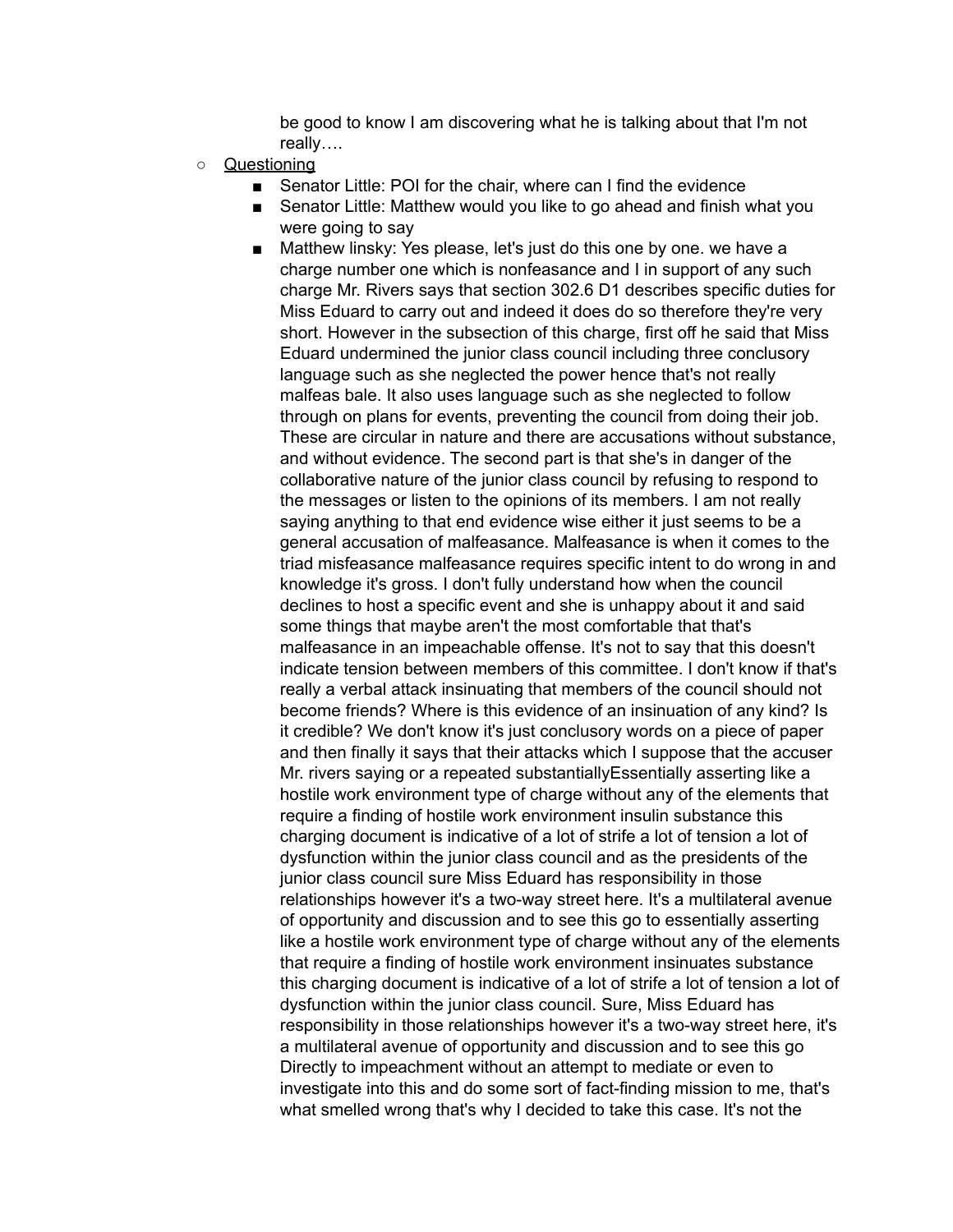be good to know I am discovering what he is talking about that I'm not really….

- <u>Questioning</u>
  - Senator Little: POI for the chair, where can I find the evidence
  - Senator Little: Matthew would you like to go ahead and finish what you were going to say
  - Matthew linsky: Yes please, let's just do this one by one. we have a charge number one which is nonfeasance and I in support of any such charge Mr. Rivers says that section 302.6 D1 describes specific duties for Miss Eduard to carry out and indeed it does do so therefore they're very short. However in the subsection of this charge, first off he said that Miss Eduard undermined the junior class council including three conclusory language such as she neglected the power hence that's not really malfeas bale. It also uses language such as she neglected to follow through on plans for events, preventing the council from doing their job. These are circular in nature and there are accusations without substance, and without evidence. The second part is that she's in danger of the collaborative nature of the junior class council by refusing to respond to the messages or listen to the opinions of its members. I am not really saying anything to that end evidence wise either it just seems to be a general accusation of malfeasance. Malfeasance is when it comes to the triad misfeasance malfeasance requires specific intent to do wrong in and knowledge it's gross. I don't fully understand how when the council declines to host a specific event and she is unhappy about it and said some things that maybe aren't the most comfortable that that's malfeasance in an impeachable offense. It's not to say that this doesn't indicate tension between members of this committee. I don't know if that's really a verbal attack insinuating that members of the council should not become friends? Where is this evidence of an insinuation of any kind? Is it credible? We don't know it's just conclusory words on a piece of paper and then finally it says that their attacks which I suppose that the accuser Mr. rivers saying or a repeated substantiallyEssentially asserting like a hostile work environment type of charge without any of the elements that require a finding of hostile work environment insulin substance this charging document is indicative of a lot of strife a lot of tension a lot of dysfunction within the junior class council and as the presidents of the junior class council sure Miss Eduard has responsibility in those relationships however it's a two-way street here. It's a multilateral avenue of opportunity and discussion and to see this go to essentially asserting like a hostile work environment type of charge without any of the elements that require a finding of hostile work environment insinuates substance this charging document is indicative of a lot of strife a lot of tension a lot of dysfunction within the junior class council. Sure, Miss Eduard has responsibility in those relationships however it's a two-way street here, it's a multilateral avenue of opportunity and discussion and to see this go Directly to impeachment without an attempt to mediate or even to investigate into this and do some sort of fact-finding mission to me, that's what smelled wrong that's why I decided to take this case. It's not the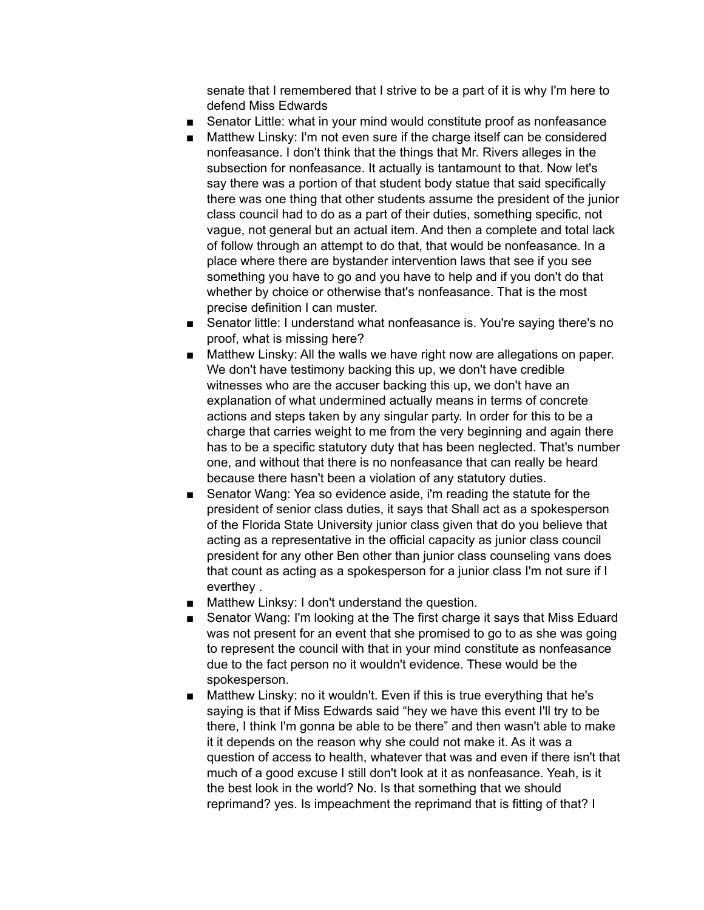senate that I remembered that I strive to be a part of it is why I'm here to defend Miss Edwards

- Senator Little: what in your mind would constitute proof as nonfeasance
- Matthew Linsky: I'm not even sure if the charge itself can be considered nonfeasance. I don't think that the things that Mr. Rivers alleges in the subsection for nonfeasance. It actually is tantamount to that. Now let's say there was a portion of that student body statue that said specifically there was one thing that other students assume the president of the junior class council had to do as a part of their duties, something specific, not vague, not general but an actual item. And then a complete and total lack of follow through an attempt to do that, that would be nonfeasance. In a place where there are bystander intervention laws that see if you see something you have to go and you have to help and if you don't do that whether by choice or otherwise that's nonfeasance. That is the most precise definition I can muster.
- Senator little: I understand what nonfeasance is. You're saying there's no proof, what is missing here?
- Matthew Linsky: All the walls we have right now are allegations on paper. We don't have testimony backing this up, we don't have credible witnesses who are the accuser backing this up, we don't have an explanation of what undermined actually means in terms of concrete actions and steps taken by any singular party. In order for this to be a charge that carries weight to me from the very beginning and again there has to be a specific statutory duty that has been neglected. That's number one, and without that there is no nonfeasance that can really be heard because there hasn't been a violation of any statutory duties.
- Senator Wang: Yea so evidence aside, i'm reading the statute for the president of senior class duties, it says that Shall act as a spokesperson of the Florida State University junior class given that do you believe that acting as a representative in the official capacity as junior class council president for any other Ben other than junior class counseling vans does that count as acting as a spokesperson for a junior class I'm not sure if I everthey .
- Matthew Linksy: I don't understand the question.
- Senator Wang: I'm looking at the The first charge it says that Miss Eduard was not present for an event that she promised to go to as she was going to represent the council with that in your mind constitute as nonfeasance due to the fact person no it wouldn't evidence. These would be the spokesperson.
- Matthew Linsky: no it wouldn't. Even if this is true everything that he's saying is that if Miss Edwards said "hey we have this event I'll try to be there, I think I'm gonna be able to be there" and then wasn't able to make it it depends on the reason why she could not make it. As it was a question of access to health, whatever that was and even if there isn't that much of a good excuse I still don't look at it as nonfeasance. Yeah, is it the best look in the world? No. Is that something that we should reprimand? yes. Is impeachment the reprimand that is fitting of that? I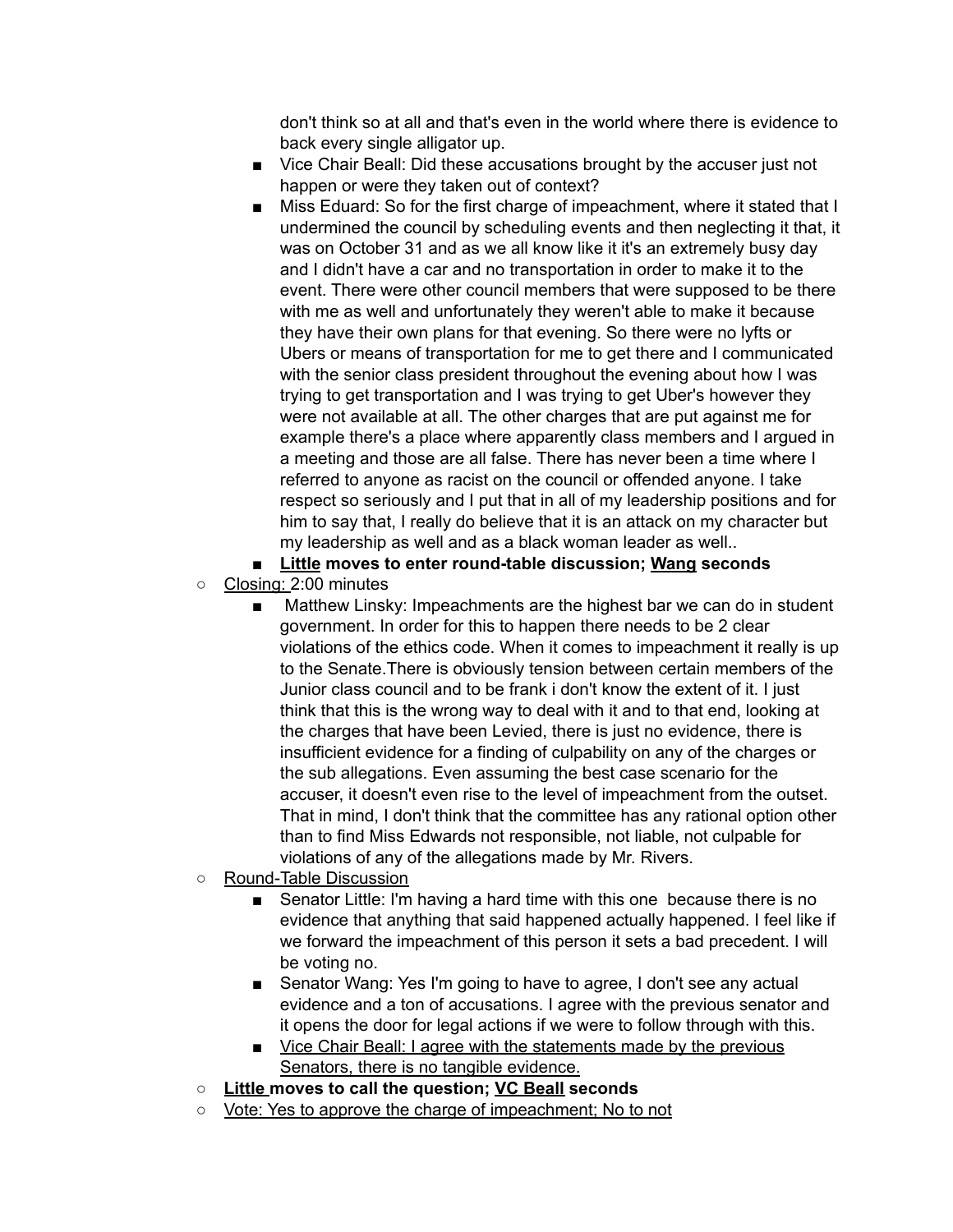don't think so at all and that's even in the world where there is evidence to back every single alligator up.

    - Vice Chair Beall: Did these accusations brought by the accuser just not happen or were they taken out of context?
    - Miss Eduard: So for the first charge of impeachment, where it stated that I undermined the council by scheduling events and then neglecting it that, it was on October 31 and as we all know like it it's an extremely busy day and I didn't have a car and no transportation in order to make it to the event. There were other council members that were supposed to be there with me as well and unfortunately they weren't able to make it because they have their own plans for that evening. So there were no lyfts or Ubers or means of transportation for me to get there and I communicated with the senior class president throughout the evening about how I was trying to get transportation and I was trying to get Uber's however they were not available at all. The other charges that are put against me for example there's a place where apparently class members and I argued in a meeting and those are all false. There has never been a time where I referred to anyone as racist on the council or offended anyone. I take respect so seriously and I put that in all of my leadership positions and for him to say that, I really do believe that it is an attack on my character but my leadership as well and as a black woman leader as well..
    - **Little moves to enter round-table discussion; Wang seconds**
- Closing: 2:00 minutes
    - Matthew Linsky: Impeachments are the highest bar we can do in student government. In order for this to happen there needs to be 2 clear violations of the ethics code. When it comes to impeachment it really is up to the Senate.There is obviously tension between certain members of the Junior class council and to be frank i don't know the extent of it. I just think that this is the wrong way to deal with it and to that end, looking at the charges that have been Levied, there is just no evidence, there is insufficient evidence for a finding of culpability on any of the charges or the sub allegations. Even assuming the best case scenario for the accuser, it doesn't even rise to the level of impeachment from the outset. That in mind, I don't think that the committee has any rational option other than to find Miss Edwards not responsible, not liable, not culpable for violations of any of the allegations made by Mr. Rivers.
- Round-Table Discussion
    - Senator Little: I'm having a hard time with this one because there is no evidence that anything that said happened actually happened. I feel like if we forward the impeachment of this person it sets a bad precedent. I will be voting no.
    - Senator Wang: Yes I'm going to have to agree, I don't see any actual evidence and a ton of accusations. I agree with the previous senator and it opens the door for legal actions if we were to follow through with this.
    - Vice Chair Beall: I agree with the statements made by the previous Senators, there is no tangible evidence.
- **Little moves to call the question; VC Beall seconds**
- Vote: Yes to approve the charge of impeachment; No to not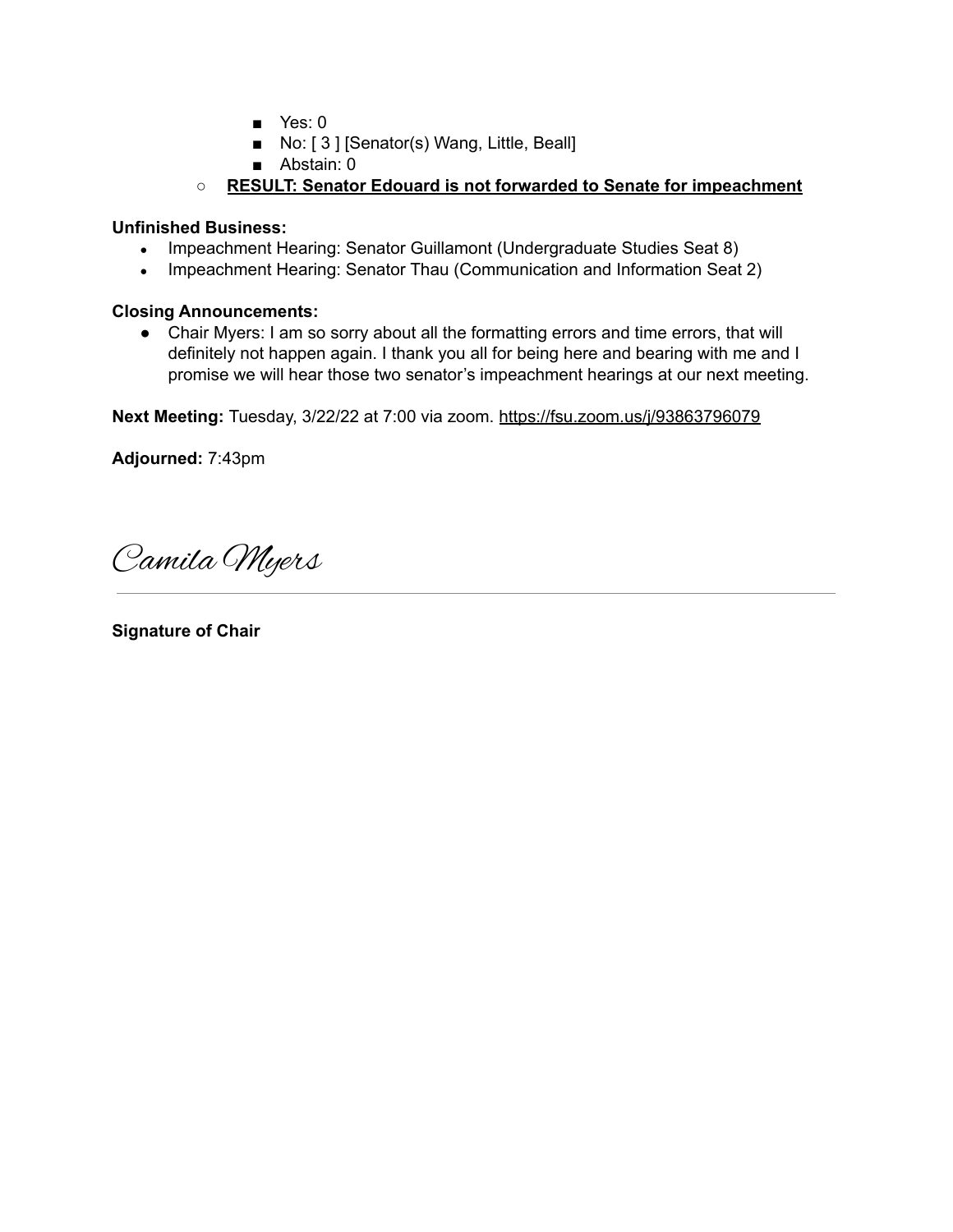- Yes: 0
        - No: [ 3 ] [Senator(s) Wang, Little, Beall]
        - Abstain: 0
    - **RESULT: Senator Edouard is not forwarded to Senate for impeachment**

**Unfinished Business:**

- Impeachment Hearing: Senator Guillamont (Undergraduate Studies Seat 8)
- Impeachment Hearing: Senator Thau (Communication and Information Seat 2)

**Closing Announcements:**

- Chair Myers: I am so sorry about all the formatting errors and time errors, that will definitely not happen again. I thank you all for being here and bearing with me and I promise we will hear those two senator's impeachment hearings at our next meeting.

**Next Meeting:** Tuesday, 3/22/22 at 7:00 via zoom. https://fsu.zoom.us/j/93863796079

**Adjourned:** 7:43pm

Camila Myers

---

**Signature of Chair**